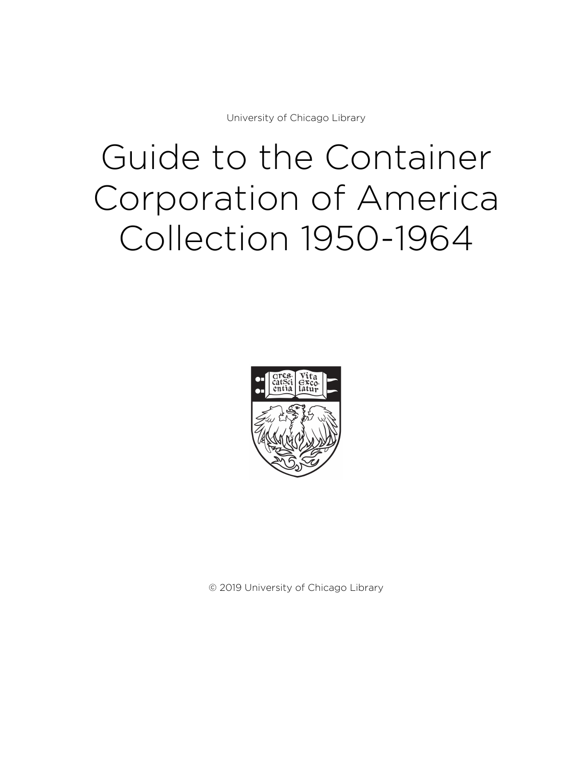University of Chicago Library

# Guide to the Container Corporation of America Collection 1950-1964

© 2019 University of Chicago Library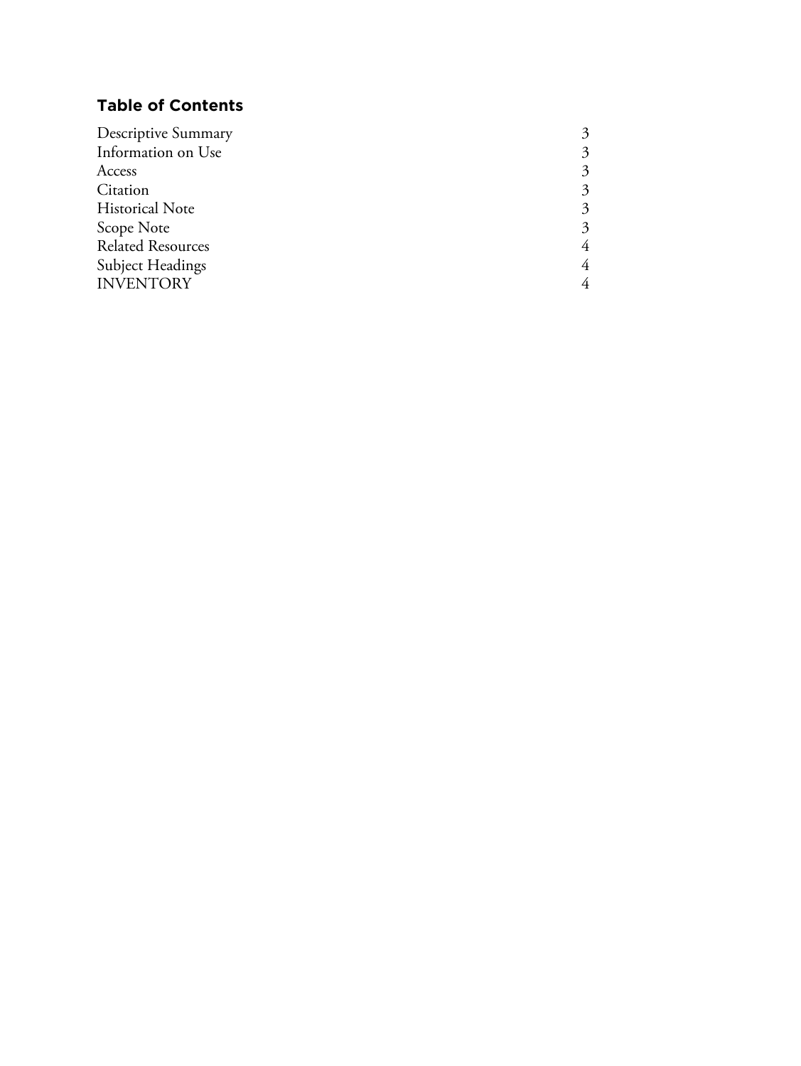## Table of Contents

| | |
|---|---|
| Descriptive Summary | 3 |
| Information on Use | 3 |
| Access | 3 |
| Citation | 3 |
| Historical Note | 3 |
| Scope Note | 3 |
| Related Resources | 4 |
| Subject Headings | 4 |
| INVENTORY | 4 |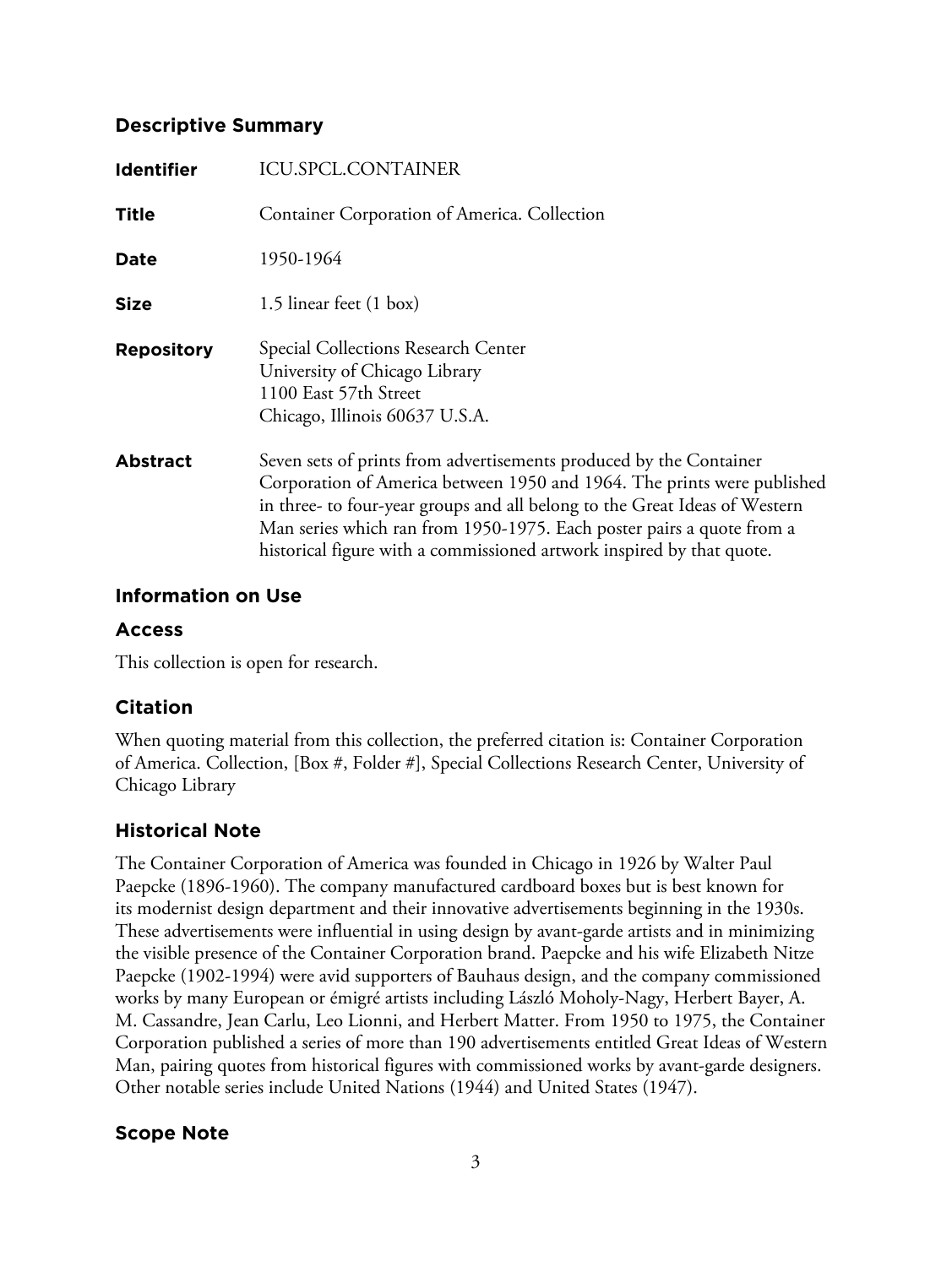## Descriptive Summary

| | |
|---|---|
| **Identifier** | ICU.SPCL.CONTAINER |
| **Title** | Container Corporation of America. Collection |
| **Date** | 1950-1964 |
| **Size** | 1.5 linear feet (1 box) |
| **Repository** | Special Collections Research Center<br>University of Chicago Library<br>1100 East 57th Street<br>Chicago, Illinois 60637 U.S.A. |
| **Abstract** | Seven sets of prints from advertisements produced by the Container Corporation of America between 1950 and 1964. The prints were published in three- to four-year groups and all belong to the Great Ideas of Western Man series which ran from 1950-1975. Each poster pairs a quote from a historical figure with a commissioned artwork inspired by that quote. |

## Information on Use

### Access

This collection is open for research.

### Citation

When quoting material from this collection, the preferred citation is: Container Corporation of America. Collection, [Box #, Folder #], Special Collections Research Center, University of Chicago Library

## Historical Note

The Container Corporation of America was founded in Chicago in 1926 by Walter Paul Paepcke (1896-1960). The company manufactured cardboard boxes but is best known for its modernist design department and their innovative advertisements beginning in the 1930s. These advertisements were influential in using design by avant-garde artists and in minimizing the visible presence of the Container Corporation brand. Paepcke and his wife Elizabeth Nitze Paepcke (1902-1994) were avid supporters of Bauhaus design, and the company commissioned works by many European or émigré artists including László Moholy-Nagy, Herbert Bayer, A. M. Cassandre, Jean Carlu, Leo Lionni, and Herbert Matter. From 1950 to 1975, the Container Corporation published a series of more than 190 advertisements entitled Great Ideas of Western Man, pairing quotes from historical figures with commissioned works by avant-garde designers. Other notable series include United Nations (1944) and United States (1947).

## Scope Note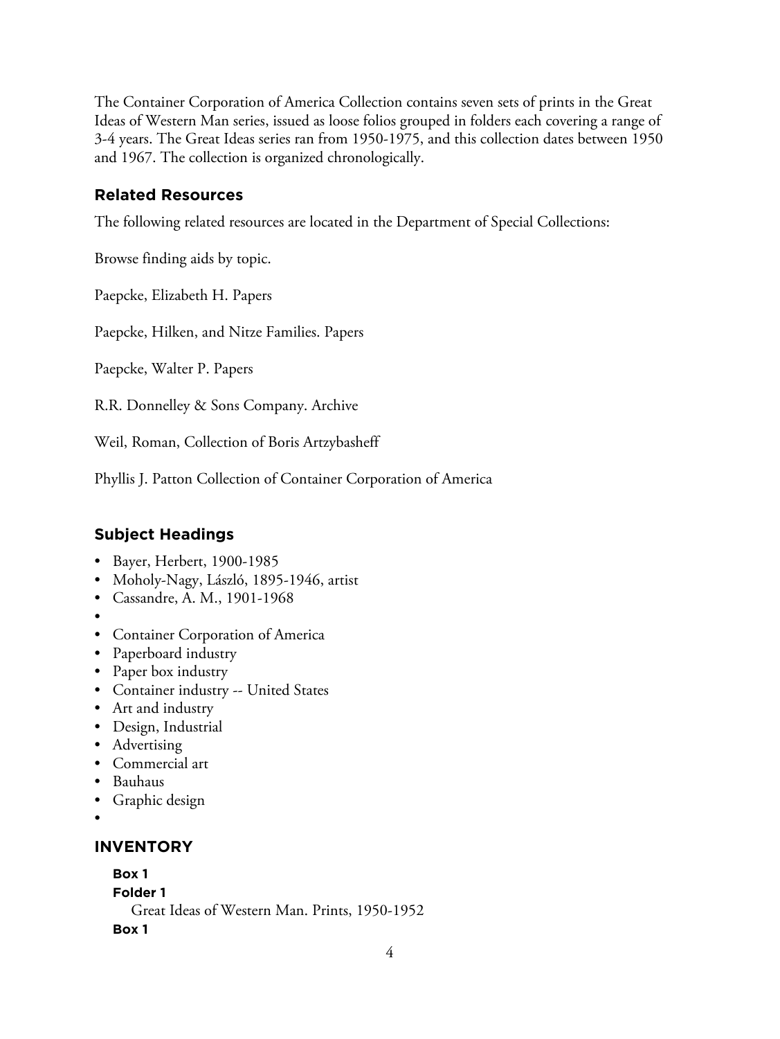The Container Corporation of America Collection contains seven sets of prints in the Great Ideas of Western Man series, issued as loose folios grouped in folders each covering a range of 3-4 years. The Great Ideas series ran from 1950-1975, and this collection dates between 1950 and 1967. The collection is organized chronologically.

## Related Resources

The following related resources are located in the Department of Special Collections:

Browse finding aids by topic.

Paepcke, Elizabeth H. Papers

Paepcke, Hilken, and Nitze Families. Papers

Paepcke, Walter P. Papers

R.R. Donnelley & Sons Company. Archive

Weil, Roman, Collection of Boris Artzybasheff

Phyllis J. Patton Collection of Container Corporation of America

## Subject Headings

- Bayer, Herbert, 1900-1985
- Moholy-Nagy, László, 1895-1946, artist
- Cassandre, A. M., 1901-1968
- 
- Container Corporation of America
- Paperboard industry
- Paper box industry
- Container industry -- United States
- Art and industry
- Design, Industrial
- Advertising
- Commercial art
- Bauhaus
- Graphic design
- 

## INVENTORY

**Box 1**
**Folder 1**
Great Ideas of Western Man. Prints, 1950-1952

**Box 1**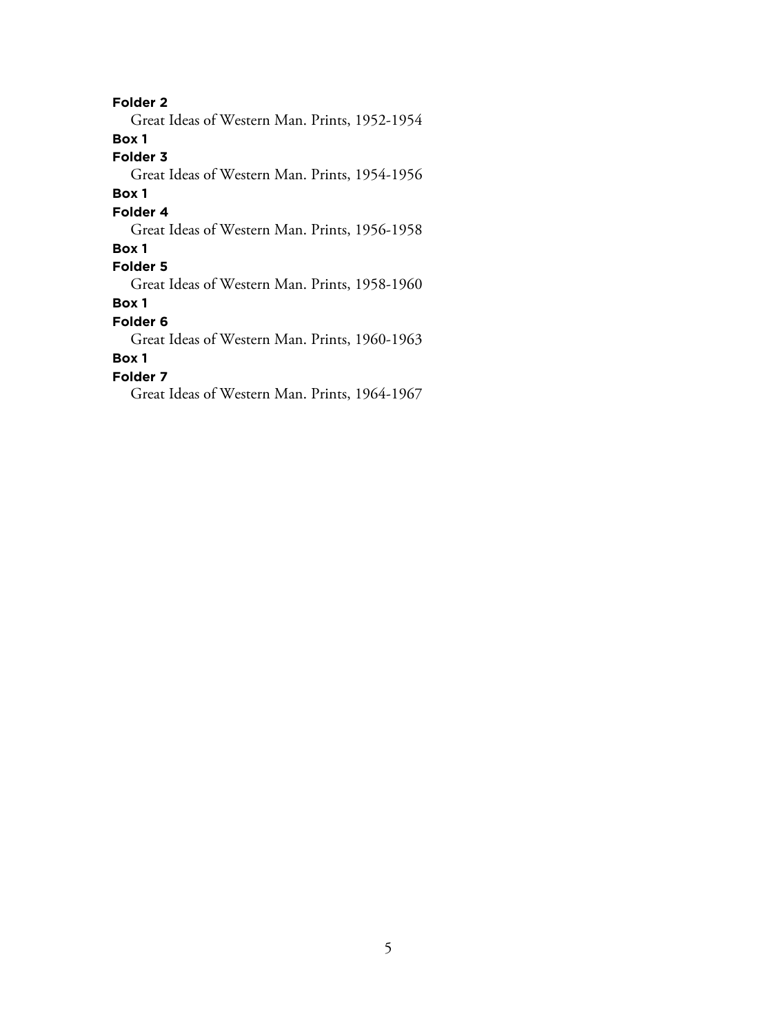**Folder 2**

Great Ideas of Western Man. Prints, 1952-1954

**Box 1**

**Folder 3**

Great Ideas of Western Man. Prints, 1954-1956

**Box 1**

**Folder 4**

Great Ideas of Western Man. Prints, 1956-1958

**Box 1**

**Folder 5**

Great Ideas of Western Man. Prints, 1958-1960

**Box 1**

**Folder 6**

Great Ideas of Western Man. Prints, 1960-1963

**Box 1**

**Folder 7**

Great Ideas of Western Man. Prints, 1964-1967